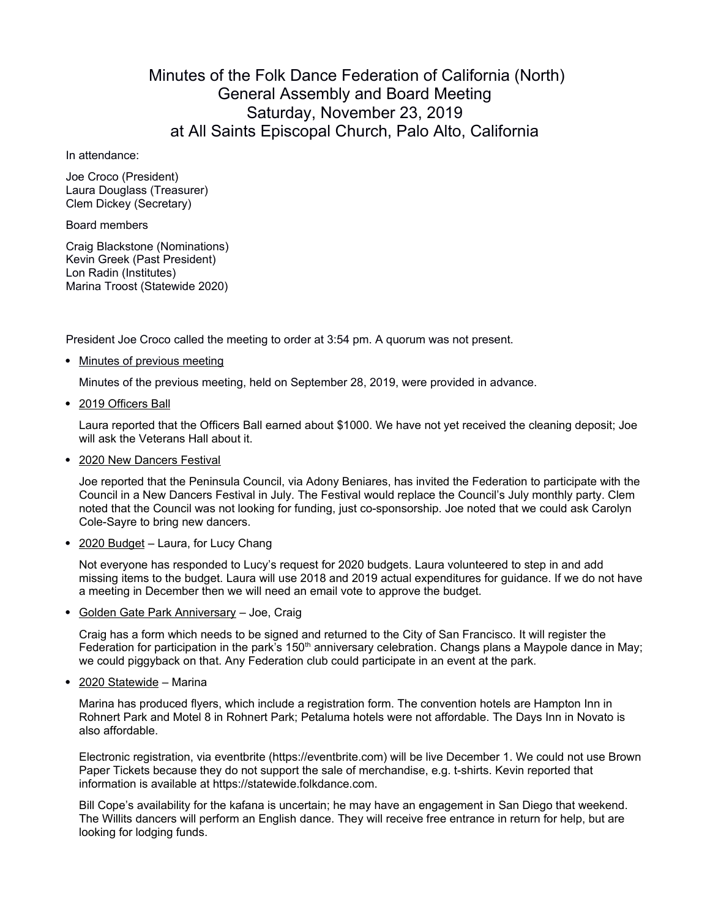# Minutes of the Folk Dance Federation of California (North) General Assembly and Board Meeting Saturday, November 23, 2019 at All Saints Episcopal Church, Palo Alto, California

In attendance:

Joe Croco (President)
Laura Douglass (Treasurer)
Clem Dickey (Secretary)

Board members

Craig Blackstone (Nominations)
Kevin Greek (Past President)
Lon Radin (Institutes)
Marina Troost (Statewide 2020)

President Joe Croco called the meeting to order at 3:54 pm. A quorum was not present.

- Minutes of previous meeting

  Minutes of the previous meeting, held on September 28, 2019, were provided in advance.

- 2019 Officers Ball

  Laura reported that the Officers Ball earned about $1000. We have not yet received the cleaning deposit; Joe will ask the Veterans Hall about it.

- 2020 New Dancers Festival

  Joe reported that the Peninsula Council, via Adony Beniares, has invited the Federation to participate with the Council in a New Dancers Festival in July. The Festival would replace the Council's July monthly party. Clem noted that the Council was not looking for funding, just co-sponsorship. Joe noted that we could ask Carolyn Cole-Sayre to bring new dancers.

- 2020 Budget – Laura, for Lucy Chang

  Not everyone has responded to Lucy's request for 2020 budgets. Laura volunteered to step in and add missing items to the budget. Laura will use 2018 and 2019 actual expenditures for guidance. If we do not have a meeting in December then we will need an email vote to approve the budget.

- Golden Gate Park Anniversary – Joe, Craig

  Craig has a form which needs to be signed and returned to the City of San Francisco. It will register the Federation for participation in the park's 150th anniversary celebration. Changs plans a Maypole dance in May; we could piggyback on that. Any Federation club could participate in an event at the park.

- 2020 Statewide – Marina

  Marina has produced flyers, which include a registration form. The convention hotels are Hampton Inn in Rohnert Park and Motel 8 in Rohnert Park; Petaluma hotels were not affordable. The Days Inn in Novato is also affordable.

  Electronic registration, via eventbrite (https://eventbrite.com) will be live December 1. We could not use Brown Paper Tickets because they do not support the sale of merchandise, e.g. t-shirts. Kevin reported that information is available at https://statewide.folkdance.com.

  Bill Cope's availability for the kafana is uncertain; he may have an engagement in San Diego that weekend. The Willits dancers will perform an English dance. They will receive free entrance in return for help, but are looking for lodging funds.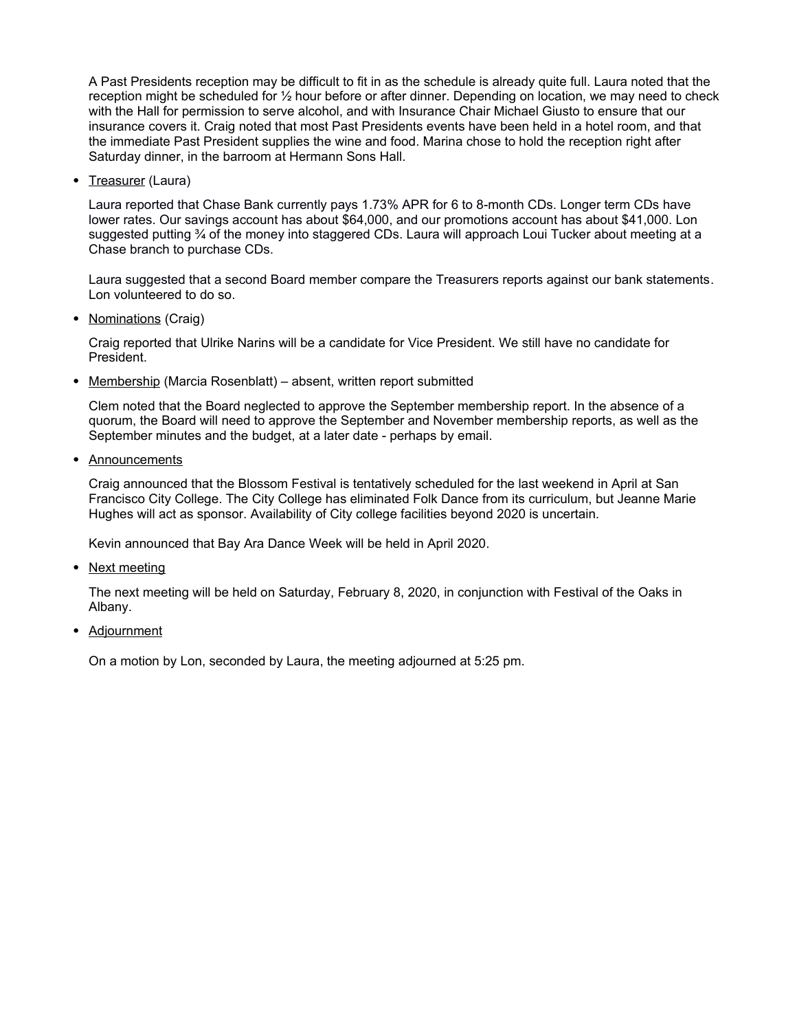A Past Presidents reception may be difficult to fit in as the schedule is already quite full. Laura noted that the reception might be scheduled for ½ hour before or after dinner. Depending on location, we may need to check with the Hall for permission to serve alcohol, and with Insurance Chair Michael Giusto to ensure that our insurance covers it. Craig noted that most Past Presidents events have been held in a hotel room, and that the immediate Past President supplies the wine and food. Marina chose to hold the reception right after Saturday dinner, in the barroom at Hermann Sons Hall.

- Treasurer (Laura)

  Laura reported that Chase Bank currently pays 1.73% APR for 6 to 8-month CDs. Longer term CDs have lower rates. Our savings account has about $64,000, and our promotions account has about $41,000. Lon suggested putting ¾ of the money into staggered CDs. Laura will approach Loui Tucker about meeting at a Chase branch to purchase CDs.

  Laura suggested that a second Board member compare the Treasurers reports against our bank statements. Lon volunteered to do so.

- Nominations (Craig)

  Craig reported that Ulrike Narins will be a candidate for Vice President. We still have no candidate for President.

- Membership (Marcia Rosenblatt) – absent, written report submitted

  Clem noted that the Board neglected to approve the September membership report. In the absence of a quorum, the Board will need to approve the September and November membership reports, as well as the September minutes and the budget, at a later date - perhaps by email.

- Announcements

  Craig announced that the Blossom Festival is tentatively scheduled for the last weekend in April at San Francisco City College. The City College has eliminated Folk Dance from its curriculum, but Jeanne Marie Hughes will act as sponsor. Availability of City college facilities beyond 2020 is uncertain.

  Kevin announced that Bay Ara Dance Week will be held in April 2020.

- Next meeting

  The next meeting will be held on Saturday, February 8, 2020, in conjunction with Festival of the Oaks in Albany.

- Adjournment

  On a motion by Lon, seconded by Laura, the meeting adjourned at 5:25 pm.